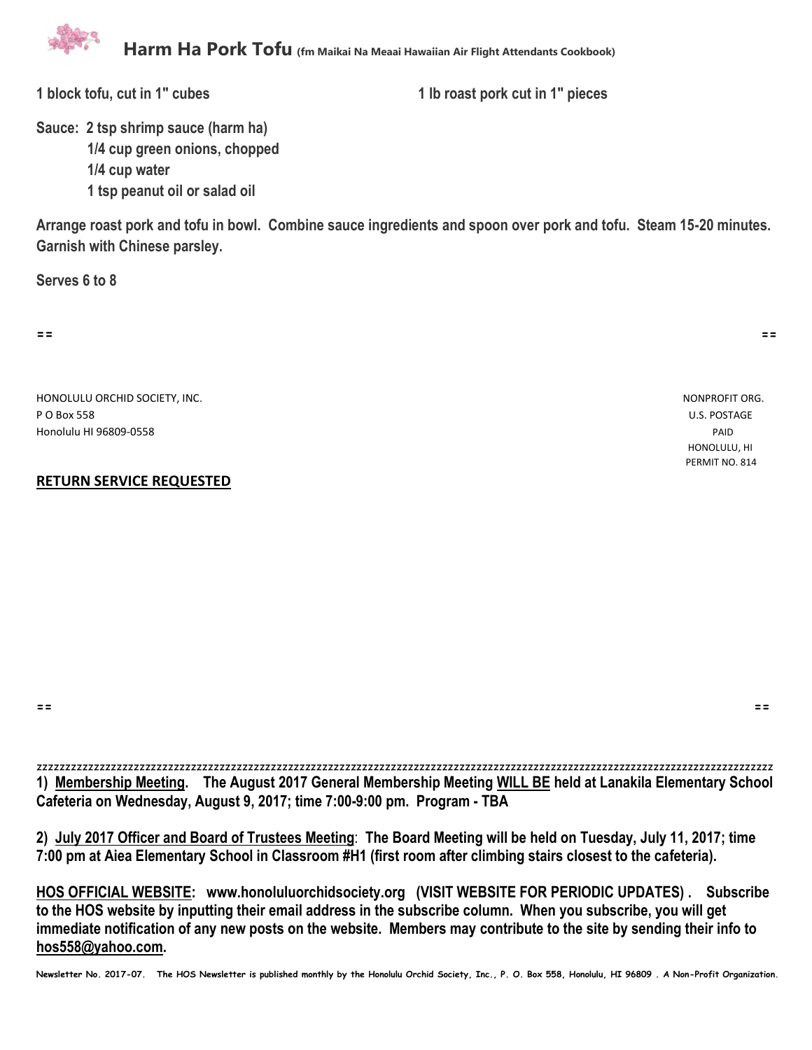# Harm Ha Pork Tofu (fm Maikai Na Meaai Hawaiian Air Flight Attendants Cookbook)

**1 block tofu, cut in 1" cubes**

**1 lb roast pork cut in 1" pieces**

**Sauce: 2 tsp shrimp sauce (harm ha)**
**1/4 cup green onions, chopped**
**1/4 cup water**
**1 tsp peanut oil or salad oil**

**Arrange roast pork and tofu in bowl. Combine sauce ingredients and spoon over pork and tofu. Steam 15-20 minutes. Garnish with Chinese parsley.**

**Serves 6 to 8**

== ==

HONOLULU ORCHID SOCIETY, INC.
P O Box 558
Honolulu HI 96809-0558

NONPROFIT ORG.
U.S. POSTAGE
PAID
HONOLULU, HI
PERMIT NO. 814

**RETURN SERVICE REQUESTED**

== ==

zzzzzzzzzzzzzzzzzzzzzzzzzzzzzzzzzzzzzzzzzzzzzzzzzzzzzzzzzzzzzzzzzzzzzzzzzzzzzzzzzzzzzzzzzzzzzzzzzzzzzzzzzzzzzzzzzzzzzzzzzzzzz

**1) Membership Meeting. The August 2017 General Membership Meeting WILL BE held at Lanakila Elementary School Cafeteria on Wednesday, August 9, 2017; time 7:00-9:00 pm. Program - TBA**

**2) July 2017 Officer and Board of Trustees Meeting: The Board Meeting will be held on Tuesday, July 11, 2017; time 7:00 pm at Aiea Elementary School in Classroom #H1 (first room after climbing stairs closest to the cafeteria).**

**HOS OFFICIAL WEBSITE: www.honoluluorchidsociety.org (VISIT WEBSITE FOR PERIODIC UPDATES) . Subscribe to the HOS website by inputting their email address in the subscribe column. When you subscribe, you will get immediate notification of any new posts on the website. Members may contribute to the site by sending their info to hos558@yahoo.com.**

**Newsletter No. 2017-07. The HOS Newsletter is published monthly by the Honolulu Orchid Society, Inc., P. O. Box 558, Honolulu, HI 96809 . A Non-Profit Organization.**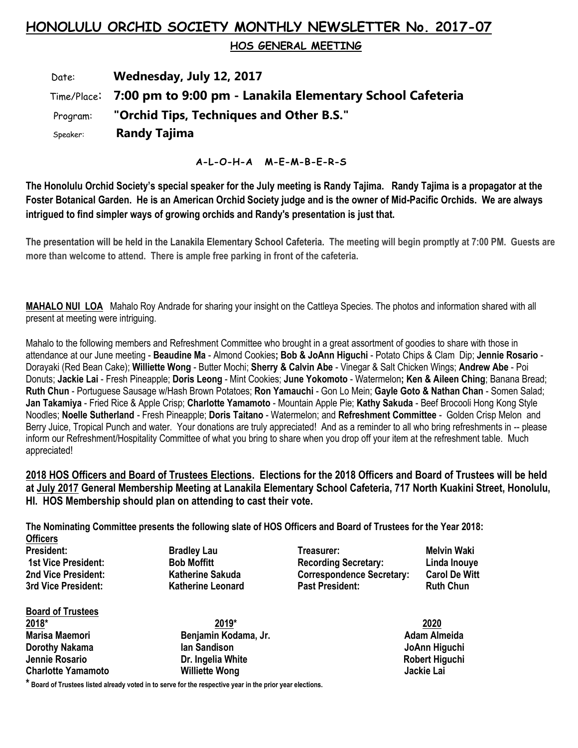# HONOLULU ORCHID SOCIETY MONTHLY NEWSLETTER No. 2017-07

## HOS GENERAL MEETING

Date: **Wednesday, July 12, 2017**

Time/Place: **7:00 pm to 9:00 pm - Lanakila Elementary School Cafeteria**

Program: **"Orchid Tips, Techniques and Other B.S."**

Speaker: **Randy Tajima**

**A-L-O-H-A M-E-M-B-E-R-S**

**The Honolulu Orchid Society's special speaker for the July meeting is Randy Tajima. Randy Tajima is a propagator at the Foster Botanical Garden. He is an American Orchid Society judge and is the owner of Mid-Pacific Orchids. We are always intrigued to find simpler ways of growing orchids and Randy's presentation is just that.**

**The presentation will be held in the Lanakila Elementary School Cafeteria. The meeting will begin promptly at 7:00 PM. Guests are more than welcome to attend. There is ample free parking in front of the cafeteria.**

**MAHALO NUI LOA** Mahalo Roy Andrade for sharing your insight on the Cattleya Species. The photos and information shared with all present at meeting were intriguing.

Mahalo to the following members and Refreshment Committee who brought in a great assortment of goodies to share with those in attendance at our June meeting - **Beaudine Ma** - Almond Cookies**; Bob & JoAnn Higuchi** - Potato Chips & Clam Dip; **Jennie Rosario** - Dorayaki (Red Bean Cake); **Williette Wong** - Butter Mochi; **Sherry & Calvin Abe** - Vinegar & Salt Chicken Wings; **Andrew Abe** - Poi Donuts; **Jackie Lai** - Fresh Pineapple; **Doris Leong** - Mint Cookies; **June Yokomoto** - Watermelon**; Ken & Aileen Ching**; Banana Bread; **Ruth Chun** - Portuguese Sausage w/Hash Brown Potatoes; **Ron Yamauchi** - Gon Lo Mein; **Gayle Goto & Nathan Chan** - Somen Salad; **Jan Takamiya** - Fried Rice & Apple Crisp; **Charlotte Yamamoto** - Mountain Apple Pie; **Kathy Sakuda** - Beef Brocooli Hong Kong Style Noodles; **Noelle Sutherland** - Fresh Pineapple; **Doris Taitano** - Watermelon; and **Refreshment Committee** - Golden Crisp Melon and Berry Juice, Tropical Punch and water. Your donations are truly appreciated! And as a reminder to all who bring refreshments in -- please inform our Refreshment/Hospitality Committee of what you bring to share when you drop off your item at the refreshment table. Much appreciated!

**2018 HOS Officers and Board of Trustees Elections. Elections for the 2018 Officers and Board of Trustees will be held at July 2017 General Membership Meeting at Lanakila Elementary School Cafeteria, 717 North Kuakini Street, Honolulu, HI. HOS Membership should plan on attending to cast their vote.**

**The Nominating Committee presents the following slate of HOS Officers and Board of Trustees for the Year 2018:**

**Officers**

| | | | |
|---|---|---|---|
| **President:** | **Bradley Lau** | **Treasurer:** | **Melvin Waki** |
| **1st Vice President:** | **Bob Moffitt** | **Recording Secretary:** | **Linda Inouye** |
| **2nd Vice President:** | **Katherine Sakuda** | **Correspondence Secretary:** | **Carol De Witt** |
| **3rd Vice President:** | **Katherine Leonard** | **Past President:** | **Ruth Chun** |

**Board of Trustees**

| 2018* | 2019* | 2020 |
|---|---|---|
| **Marisa Maemori** | **Benjamin Kodama, Jr.** | **Adam Almeida** |
| **Dorothy Nakama** | **Ian Sandison** | **JoAnn Higuchi** |
| **Jennie Rosario** | **Dr. Ingelia White** | **Robert Higuchi** |
| **Charlotte Yamamoto** | **Williette Wong** | **Jackie Lai** |

**\* Board of Trustees listed already voted in to serve for the respective year in the prior year elections.**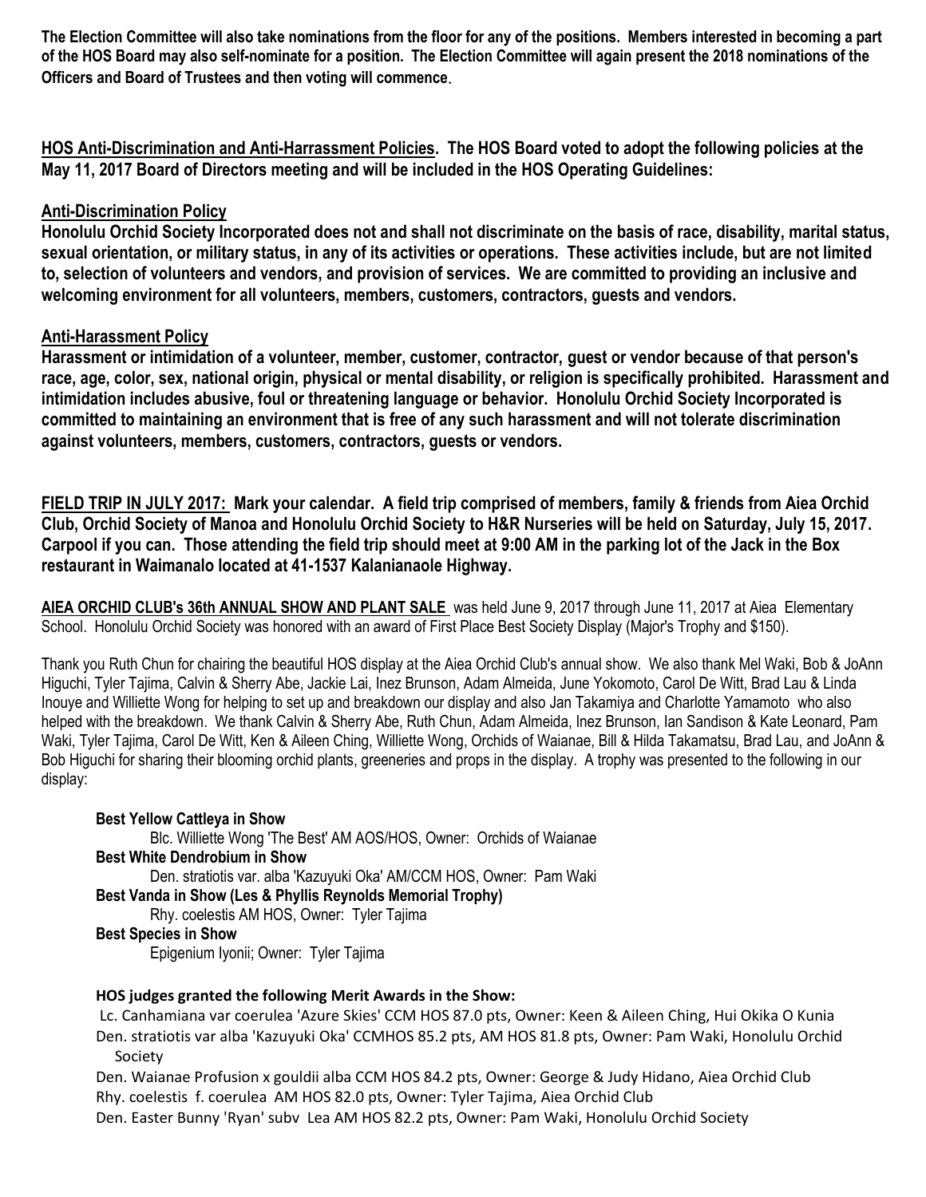**The Election Committee will also take nominations from the floor for any of the positions. Members interested in becoming a part of the HOS Board may also self-nominate for a position. The Election Committee will again present the 2018 nominations of the Officers and Board of Trustees and then voting will commence**.

**<u>HOS Anti-Discrimination and Anti-Harrassment Policies</u>. The HOS Board voted to adopt the following policies at the May 11, 2017 Board of Directors meeting and will be included in the HOS Operating Guidelines:**

**<u>Anti-Discrimination Policy</u>**
**Honolulu Orchid Society Incorporated does not and shall not discriminate on the basis of race, disability, marital status, sexual orientation, or military status, in any of its activities or operations. These activities include, but are not limited to, selection of volunteers and vendors, and provision of services. We are committed to providing an inclusive and welcoming environment for all volunteers, members, customers, contractors, guests and vendors.**

**<u>Anti-Harassment Policy</u>**
**Harassment or intimidation of a volunteer, member, customer, contractor, guest or vendor because of that person's race, age, color, sex, national origin, physical or mental disability, or religion is specifically prohibited. Harassment and intimidation includes abusive, foul or threatening language or behavior. Honolulu Orchid Society Incorporated is committed to maintaining an environment that is free of any such harassment and will not tolerate discrimination against volunteers, members, customers, contractors, guests or vendors.**

**<u>FIELD TRIP IN JULY 2017:</u> Mark your calendar. A field trip comprised of members, family & friends from Aiea Orchid Club, Orchid Society of Manoa and Honolulu Orchid Society to H&R Nurseries will be held on Saturday, July 15, 2017. Carpool if you can. Those attending the field trip should meet at 9:00 AM in the parking lot of the Jack in the Box restaurant in Waimanalo located at 41-1537 Kalanianaole Highway.**

**<u>AIEA ORCHID CLUB's 36th ANNUAL SHOW AND PLANT SALE</u>** was held June 9, 2017 through June 11, 2017 at Aiea Elementary School. Honolulu Orchid Society was honored with an award of First Place Best Society Display (Major's Trophy and $150).

Thank you Ruth Chun for chairing the beautiful HOS display at the Aiea Orchid Club's annual show. We also thank Mel Waki, Bob & JoAnn Higuchi, Tyler Tajima, Calvin & Sherry Abe, Jackie Lai, Inez Brunson, Adam Almeida, June Yokomoto, Carol De Witt, Brad Lau & Linda Inouye and Williette Wong for helping to set up and breakdown our display and also Jan Takamiya and Charlotte Yamamoto who also helped with the breakdown. We thank Calvin & Sherry Abe, Ruth Chun, Adam Almeida, Inez Brunson, Ian Sandison & Kate Leonard, Pam Waki, Tyler Tajima, Carol De Witt, Ken & Aileen Ching, Williette Wong, Orchids of Waianae, Bill & Hilda Takamatsu, Brad Lau, and JoAnn & Bob Higuchi for sharing their blooming orchid plants, greeneries and props in the display. A trophy was presented to the following in our display:

**Best Yellow Cattleya in Show**
Blc. Williette Wong 'The Best' AM AOS/HOS, Owner: Orchids of Waianae
**Best White Dendrobium in Show**
Den. stratiotis var. alba 'Kazuyuki Oka' AM/CCM HOS, Owner: Pam Waki
**Best Vanda in Show (Les & Phyllis Reynolds Memorial Trophy)**
Rhy. coelestis AM HOS, Owner: Tyler Tajima
**Best Species in Show**
Epigenium lyonii; Owner: Tyler Tajima

**HOS judges granted the following Merit Awards in the Show:**
Lc. Canhamiana var coerulea 'Azure Skies' CCM HOS 87.0 pts, Owner: Keen & Aileen Ching, Hui Okika O Kunia
Den. stratiotis var alba 'Kazuyuki Oka' CCMHOS 85.2 pts, AM HOS 81.8 pts, Owner: Pam Waki, Honolulu Orchid Society
Den. Waianae Profusion x gouldii alba CCM HOS 84.2 pts, Owner: George & Judy Hidano, Aiea Orchid Club
Rhy. coelestis f. coerulea AM HOS 82.0 pts, Owner: Tyler Tajima, Aiea Orchid Club
Den. Easter Bunny 'Ryan' subv Lea AM HOS 82.2 pts, Owner: Pam Waki, Honolulu Orchid Society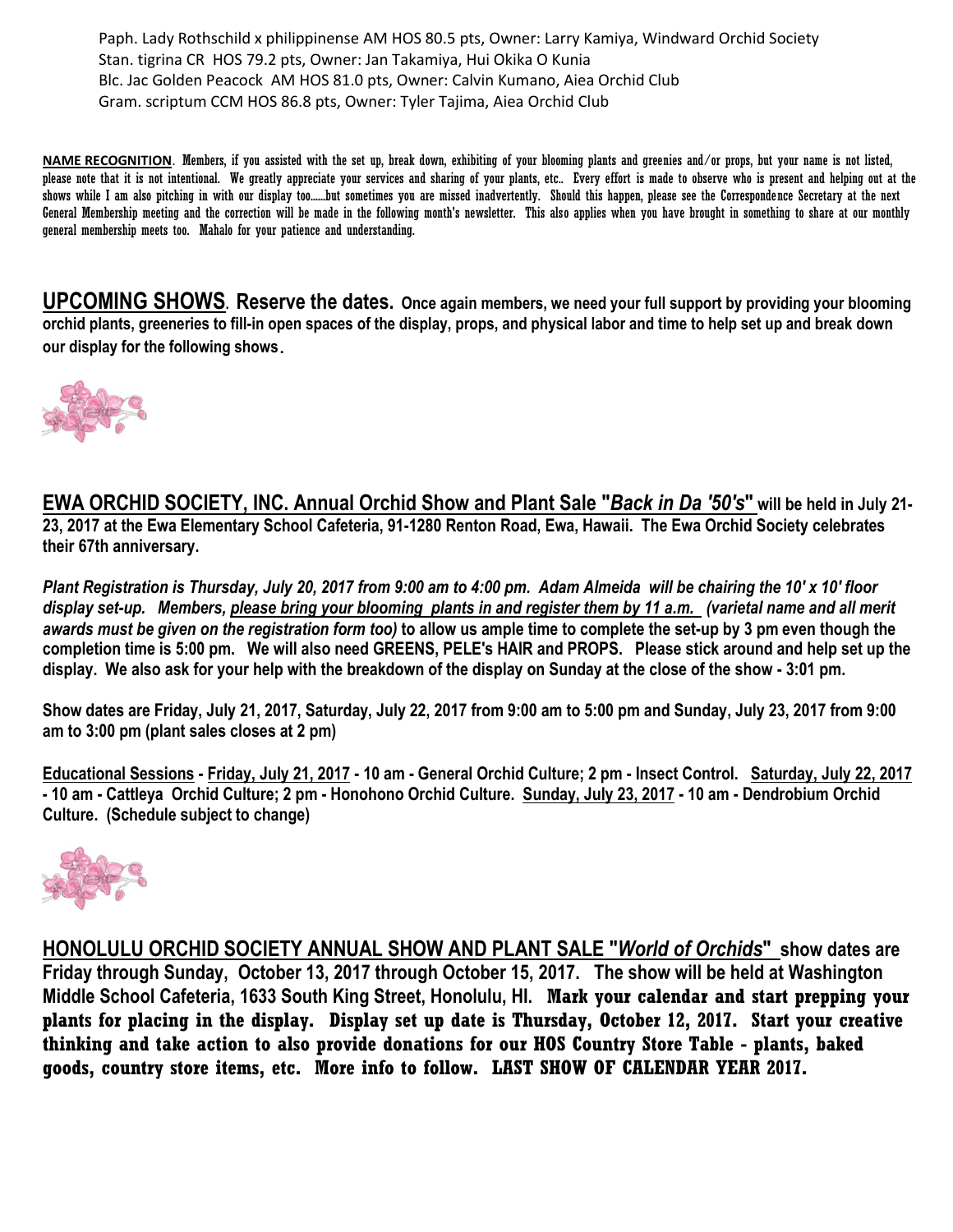Paph. Lady Rothschild x philippinense AM HOS 80.5 pts, Owner: Larry Kamiya, Windward Orchid Society
Stan. tigrina CR HOS 79.2 pts, Owner: Jan Takamiya, Hui Okika O Kunia
Blc. Jac Golden Peacock AM HOS 81.0 pts, Owner: Calvin Kumano, Aiea Orchid Club
Gram. scriptum CCM HOS 86.8 pts, Owner: Tyler Tajima, Aiea Orchid Club

**NAME RECOGNITION**. Members, if you assisted with the set up, break down, exhibiting of your blooming plants and greenies and/or props, but your name is not listed, please note that it is not intentional. We greatly appreciate your services and sharing of your plants, etc.. Every effort is made to observe who is present and helping out at the shows while I am also pitching in with our display too......but sometimes you are missed inadvertently. Should this happen, please see the Correspondence Secretary at the next General Membership meeting and the correction will be made in the following month's newsletter. This also applies when you have brought in something to share at our monthly general membership meets too. Mahalo for your patience and understanding.

**UPCOMING SHOWS**. **Reserve the dates. Once again members, we need your full support by providing your blooming orchid plants, greeneries to fill-in open spaces of the display, props, and physical labor and time to help set up and break down our display for the following shows.**

**EWA ORCHID SOCIETY, INC. Annual Orchid Show and Plant Sale "*Back in Da '50's*" will be held in July 21-23, 2017 at the Ewa Elementary School Cafeteria, 91-1280 Renton Road, Ewa, Hawaii. The Ewa Orchid Society celebrates their 67th anniversary.**

***Plant Registration is Thursday, July 20, 2017 from 9:00 am to 4:00 pm. Adam Almeida will be chairing the 10' x 10' floor display set-up. Members, please bring your blooming plants in and register them by 11 a.m. (varietal name and all merit awards must be given on the registration form too)*** **to allow us ample time to complete the set-up by 3 pm even though the completion time is 5:00 pm. We will also need GREENS, PELE's HAIR and PROPS. Please stick around and help set up the display. We also ask for your help with the breakdown of the display on Sunday at the close of the show - 3:01 pm.**

**Show dates are Friday, July 21, 2017, Saturday, July 22, 2017 from 9:00 am to 5:00 pm and Sunday, July 23, 2017 from 9:00 am to 3:00 pm (plant sales closes at 2 pm)**

**Educational Sessions - Friday, July 21, 2017 - 10 am - General Orchid Culture; 2 pm - Insect Control. Saturday, July 22, 2017 - 10 am - Cattleya Orchid Culture; 2 pm - Honohono Orchid Culture. Sunday, July 23, 2017 - 10 am - Dendrobium Orchid Culture. (Schedule subject to change)**

**HONOLULU ORCHID SOCIETY ANNUAL SHOW AND PLANT SALE "*World of Orchids*" show dates are Friday through Sunday, October 13, 2017 through October 15, 2017. The show will be held at Washington Middle School Cafeteria, 1633 South King Street, Honolulu, HI. Mark your calendar and start prepping your plants for placing in the display. Display set up date is Thursday, October 12, 2017. Start your creative thinking and take action to also provide donations for our HOS Country Store Table - plants, baked goods, country store items, etc. More info to follow. LAST SHOW OF CALENDAR YEAR 2017.**